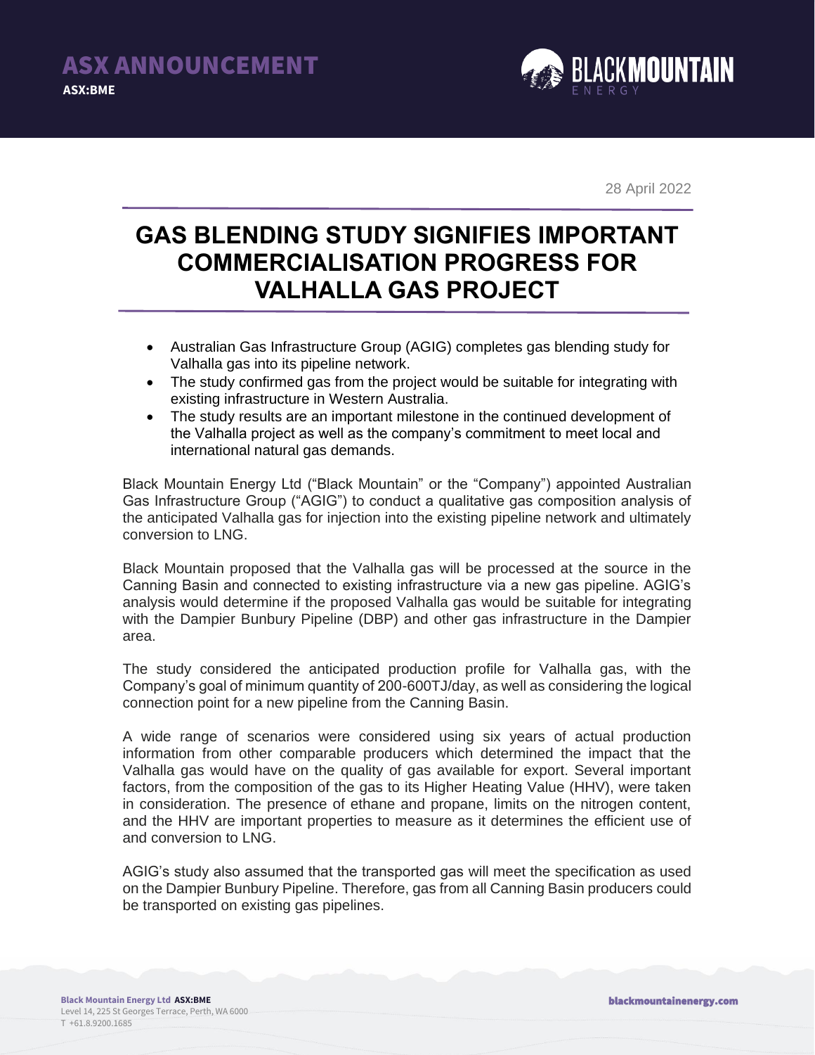ASX ANNOUNCEMENT
ASX:BME

28 April 2022

# GAS BLENDING STUDY SIGNIFIES IMPORTANT COMMERCIALISATION PROGRESS FOR VALHALLA GAS PROJECT

- Australian Gas Infrastructure Group (AGIG) completes gas blending study for Valhalla gas into its pipeline network.
- The study confirmed gas from the project would be suitable for integrating with existing infrastructure in Western Australia.
- The study results are an important milestone in the continued development of the Valhalla project as well as the company's commitment to meet local and international natural gas demands.

Black Mountain Energy Ltd ("Black Mountain" or the "Company") appointed Australian Gas Infrastructure Group ("AGIG") to conduct a qualitative gas composition analysis of the anticipated Valhalla gas for injection into the existing pipeline network and ultimately conversion to LNG.

Black Mountain proposed that the Valhalla gas will be processed at the source in the Canning Basin and connected to existing infrastructure via a new gas pipeline. AGIG's analysis would determine if the proposed Valhalla gas would be suitable for integrating with the Dampier Bunbury Pipeline (DBP) and other gas infrastructure in the Dampier area.

The study considered the anticipated production profile for Valhalla gas, with the Company's goal of minimum quantity of 200-600TJ/day, as well as considering the logical connection point for a new pipeline from the Canning Basin.

A wide range of scenarios were considered using six years of actual production information from other comparable producers which determined the impact that the Valhalla gas would have on the quality of gas available for export. Several important factors, from the composition of the gas to its Higher Heating Value (HHV), were taken in consideration. The presence of ethane and propane, limits on the nitrogen content, and the HHV are important properties to measure as it determines the efficient use of and conversion to LNG.

AGIG's study also assumed that the transported gas will meet the specification as used on the Dampier Bunbury Pipeline. Therefore, gas from all Canning Basin producers could be transported on existing gas pipelines.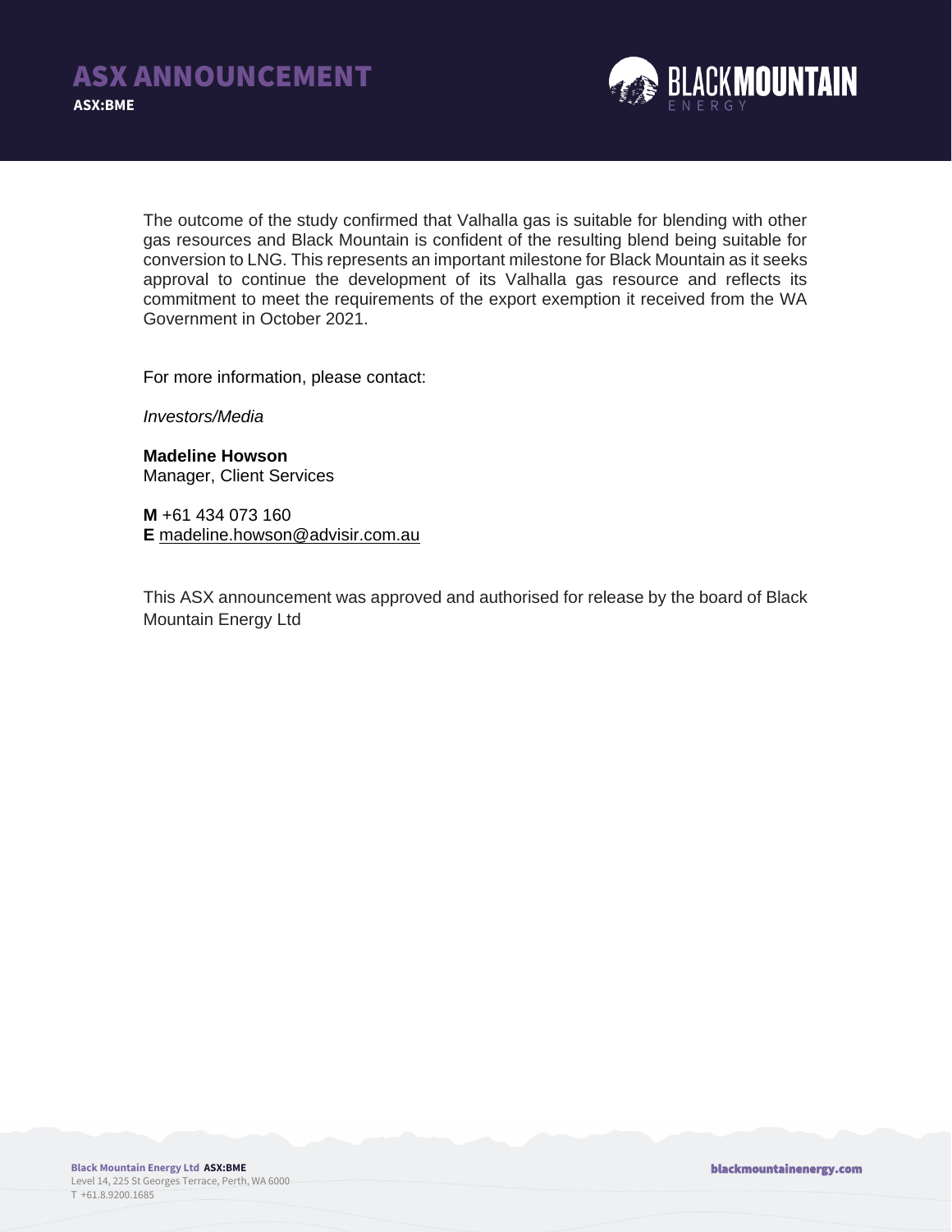The outcome of the study confirmed that Valhalla gas is suitable for blending with other gas resources and Black Mountain is confident of the resulting blend being suitable for conversion to LNG. This represents an important milestone for Black Mountain as it seeks approval to continue the development of its Valhalla gas resource and reflects its commitment to meet the requirements of the export exemption it received from the WA Government in October 2021.

For more information, please contact:

*Investors/Media*

**Madeline Howson**
Manager, Client Services

**M** +61 434 073 160
**E** madeline.howson@advisir.com.au

This ASX announcement was approved and authorised for release by the board of Black Mountain Energy Ltd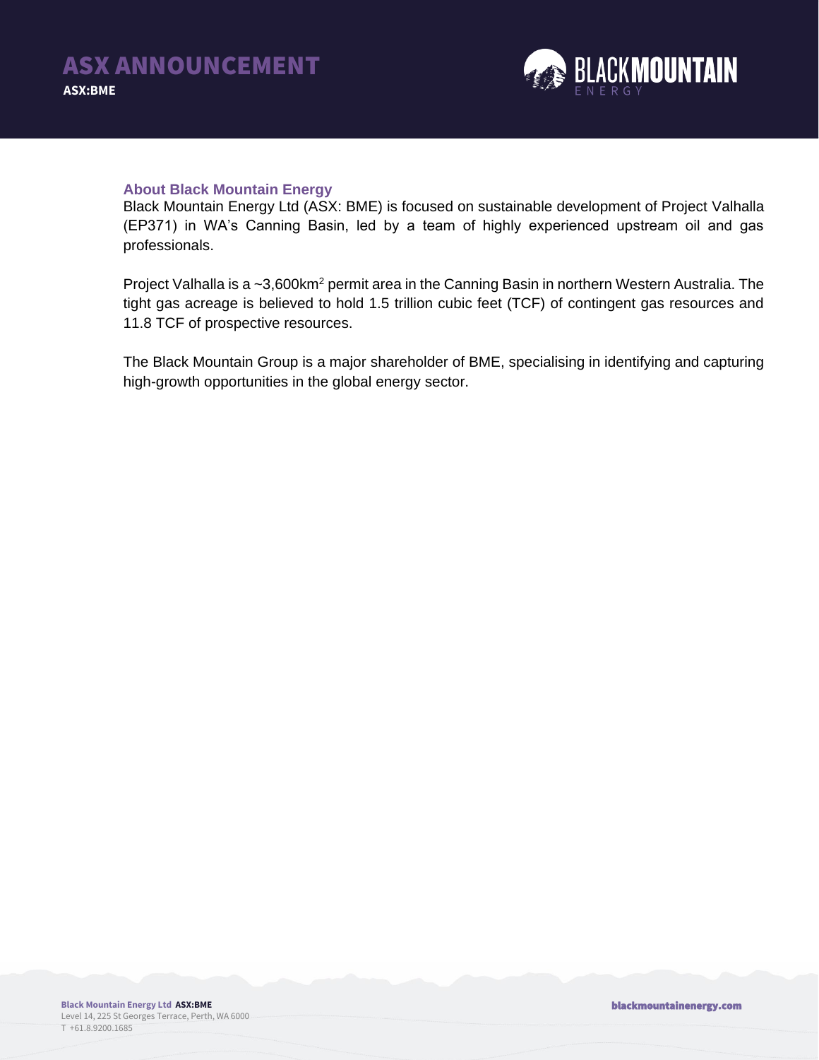## About Black Mountain Energy

Black Mountain Energy Ltd (ASX: BME) is focused on sustainable development of Project Valhalla (EP371) in WA's Canning Basin, led by a team of highly experienced upstream oil and gas professionals.

Project Valhalla is a ~3,600km$^2$ permit area in the Canning Basin in northern Western Australia. The tight gas acreage is believed to hold 1.5 trillion cubic feet (TCF) of contingent gas resources and 11.8 TCF of prospective resources.

The Black Mountain Group is a major shareholder of BME, specialising in identifying and capturing high-growth opportunities in the global energy sector.